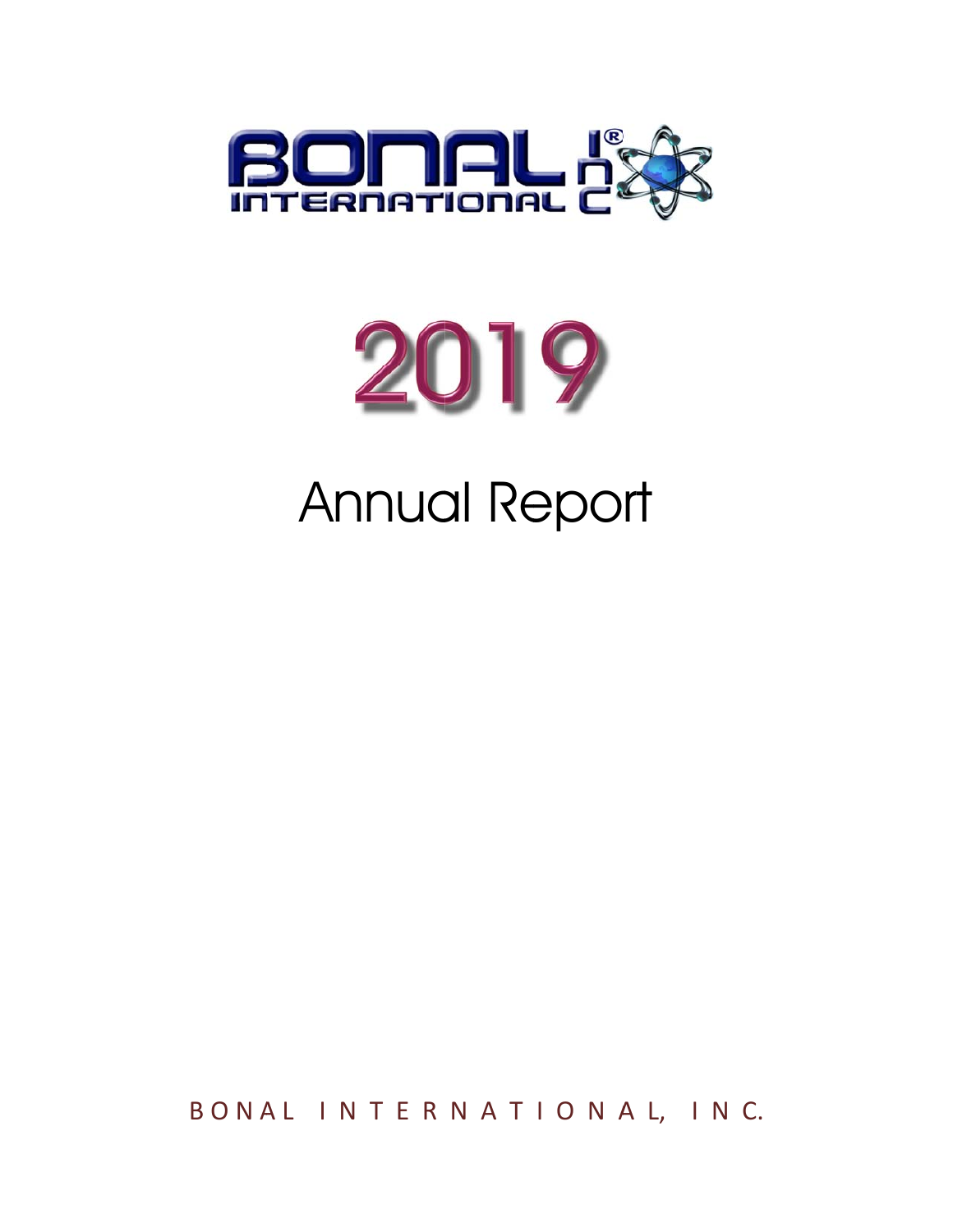# BONAL INTERNATIONAL INC

# 2019

# Annual Report

BONAL INTERNATIONAL, INC.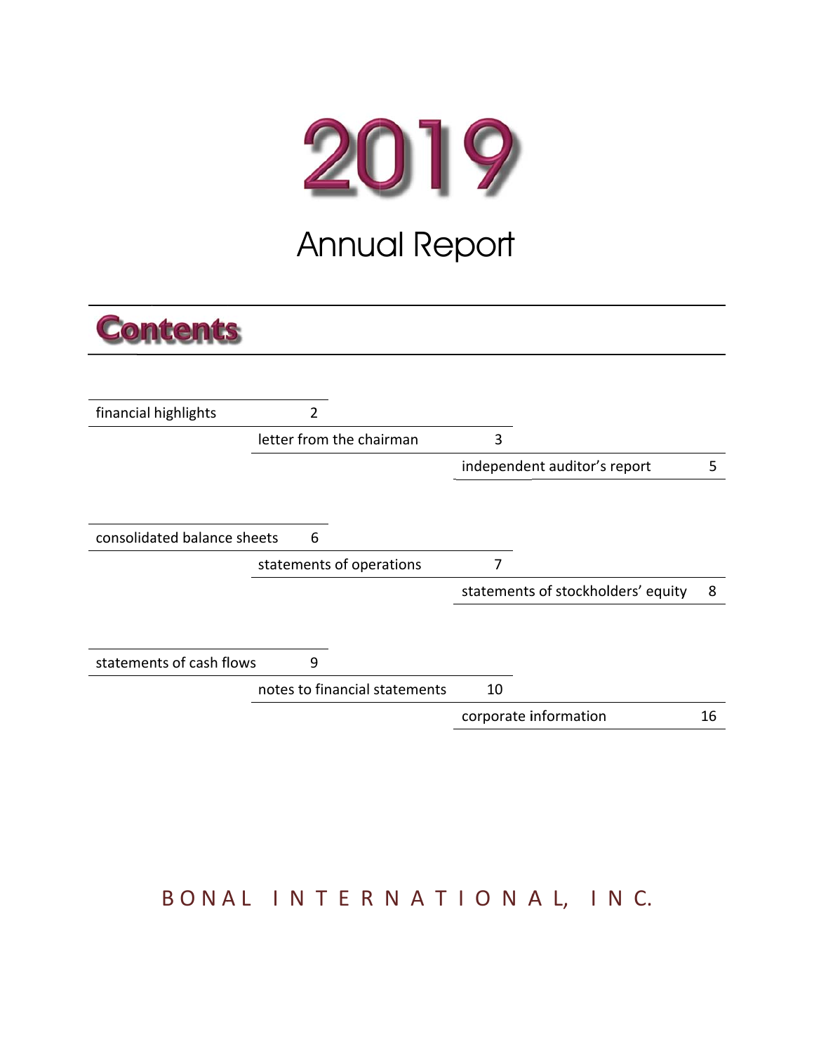# 2019

## Annual Report

## Contents

| Section | Page |
|---|---|
| financial highlights | 2 |
| letter from the chairman | 3 |
| independent auditor's report | 5 |
| consolidated balance sheets | 6 |
| statements of operations | 7 |
| statements of stockholders' equity | 8 |
| statements of cash flows | 9 |
| notes to financial statements | 10 |
| corporate information | 16 |

BONAL INTERNATIONAL, INC.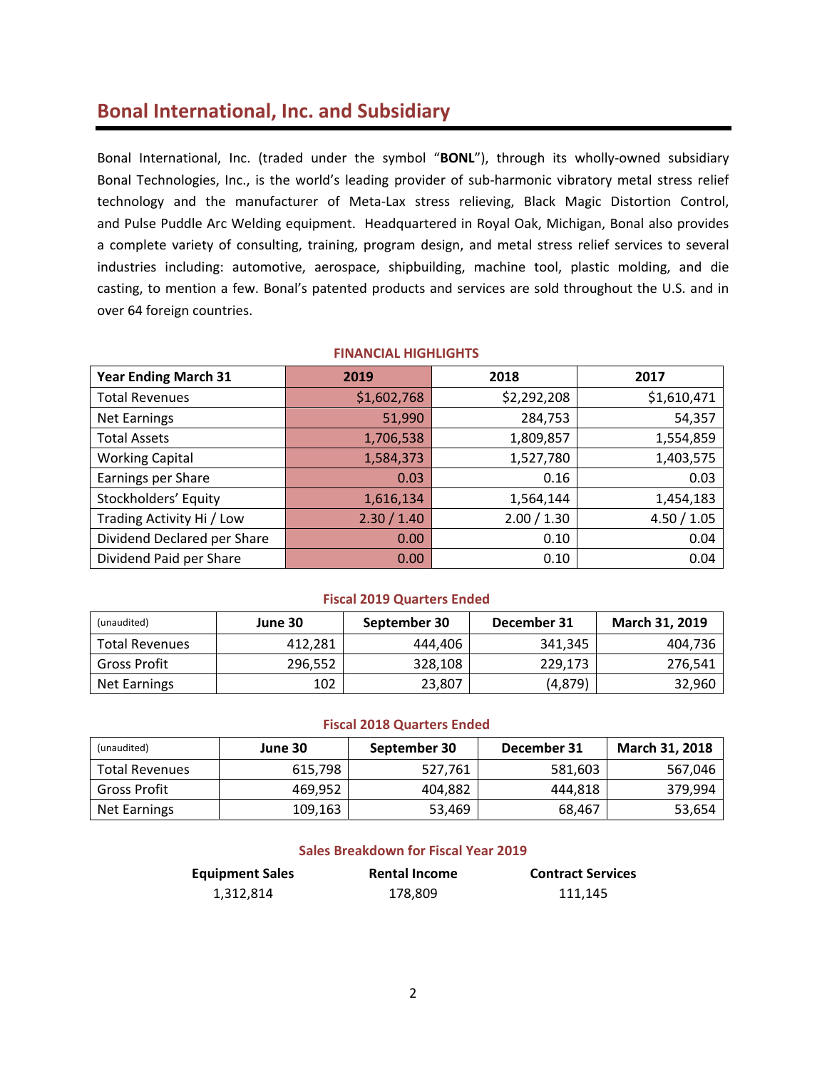## Bonal International, Inc. and Subsidiary

Bonal International, Inc. (traded under the symbol "**BONL**"), through its wholly-owned subsidiary Bonal Technologies, Inc., is the world's leading provider of sub-harmonic vibratory metal stress relief technology and the manufacturer of Meta-Lax stress relieving, Black Magic Distortion Control, and Pulse Puddle Arc Welding equipment. Headquartered in Royal Oak, Michigan, Bonal also provides a complete variety of consulting, training, program design, and metal stress relief services to several industries including: automotive, aerospace, shipbuilding, machine tool, plastic molding, and die casting, to mention a few. Bonal's patented products and services are sold throughout the U.S. and in over 64 foreign countries.

### FINANCIAL HIGHLIGHTS

| Year Ending March 31 | 2019 | 2018 | 2017 |
|---|---|---|---|
| Total Revenues | $1,602,768 | $2,292,208 | $1,610,471 |
| Net Earnings | 51,990 | 284,753 | 54,357 |
| Total Assets | 1,706,538 | 1,809,857 | 1,554,859 |
| Working Capital | 1,584,373 | 1,527,780 | 1,403,575 |
| Earnings per Share | 0.03 | 0.16 | 0.03 |
| Stockholders' Equity | 1,616,134 | 1,564,144 | 1,454,183 |
| Trading Activity Hi / Low | 2.30 / 1.40 | 2.00 / 1.30 | 4.50 / 1.05 |
| Dividend Declared per Share | 0.00 | 0.10 | 0.04 |
| Dividend Paid per Share | 0.00 | 0.10 | 0.04 |

### Fiscal 2019 Quarters Ended

| (unaudited) | June 30 | September 30 | December 31 | March 31, 2019 |
|---|---|---|---|---|
| Total Revenues | 412,281 | 444,406 | 341,345 | 404,736 |
| Gross Profit | 296,552 | 328,108 | 229,173 | 276,541 |
| Net Earnings | 102 | 23,807 | (4,879) | 32,960 |

### Fiscal 2018 Quarters Ended

| (unaudited) | June 30 | September 30 | December 31 | March 31, 2018 |
|---|---|---|---|---|
| Total Revenues | 615,798 | 527,761 | 581,603 | 567,046 |
| Gross Profit | 469,952 | 404,882 | 444,818 | 379,994 |
| Net Earnings | 109,163 | 53,469 | 68,467 | 53,654 |

### Sales Breakdown for Fiscal Year 2019

| Equipment Sales | Rental Income | Contract Services |
|---|---|---|
| 1,312,814 | 178,809 | 111,145 |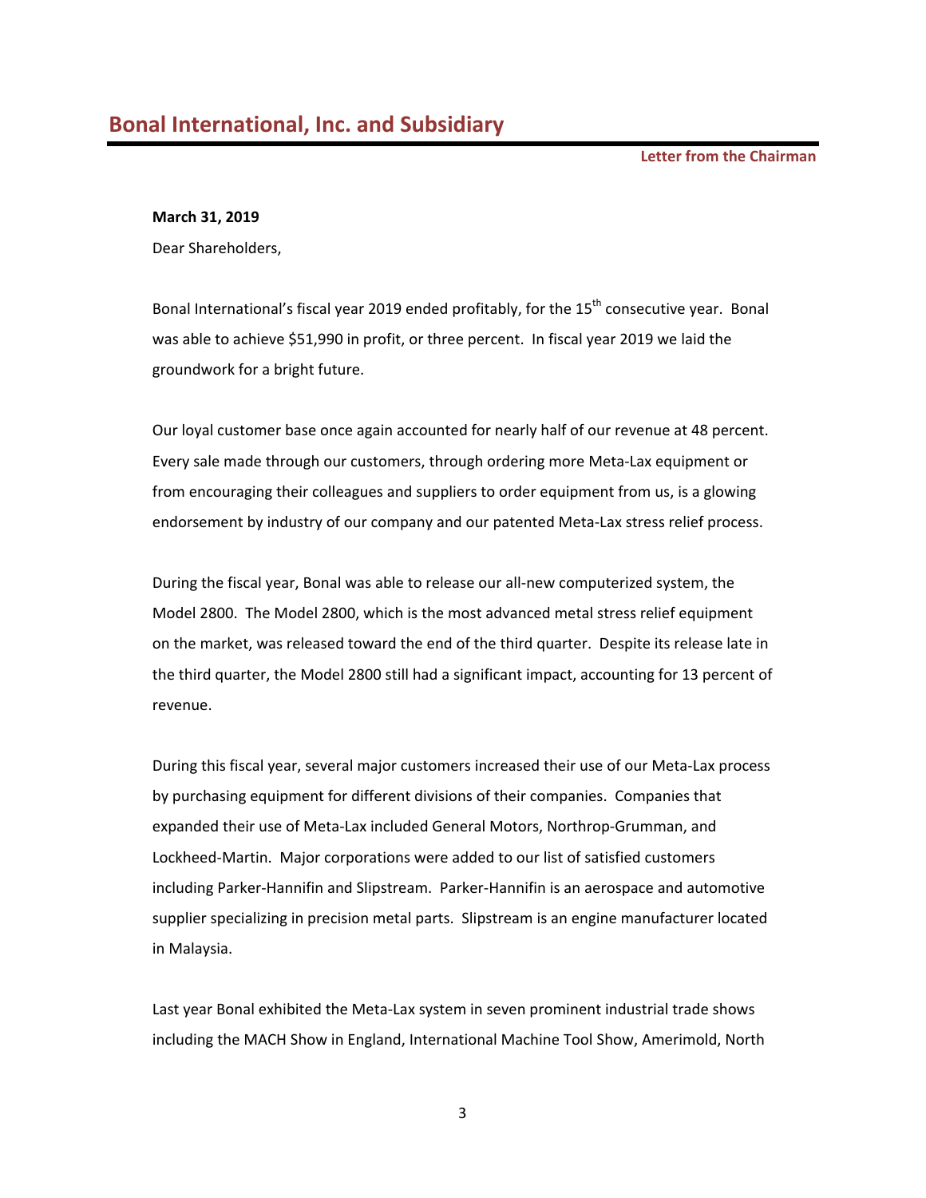# Bonal International, Inc. and Subsidiary

**Letter from the Chairman**

**March 31, 2019**

Dear Shareholders,

Bonal International's fiscal year 2019 ended profitably, for the 15th consecutive year. Bonal was able to achieve $51,990 in profit, or three percent. In fiscal year 2019 we laid the groundwork for a bright future.

Our loyal customer base once again accounted for nearly half of our revenue at 48 percent. Every sale made through our customers, through ordering more Meta-Lax equipment or from encouraging their colleagues and suppliers to order equipment from us, is a glowing endorsement by industry of our company and our patented Meta-Lax stress relief process.

During the fiscal year, Bonal was able to release our all-new computerized system, the Model 2800. The Model 2800, which is the most advanced metal stress relief equipment on the market, was released toward the end of the third quarter. Despite its release late in the third quarter, the Model 2800 still had a significant impact, accounting for 13 percent of revenue.

During this fiscal year, several major customers increased their use of our Meta-Lax process by purchasing equipment for different divisions of their companies. Companies that expanded their use of Meta-Lax included General Motors, Northrop-Grumman, and Lockheed-Martin. Major corporations were added to our list of satisfied customers including Parker-Hannifin and Slipstream. Parker-Hannifin is an aerospace and automotive supplier specializing in precision metal parts. Slipstream is an engine manufacturer located in Malaysia.

Last year Bonal exhibited the Meta-Lax system in seven prominent industrial trade shows including the MACH Show in England, International Machine Tool Show, Amerimold, North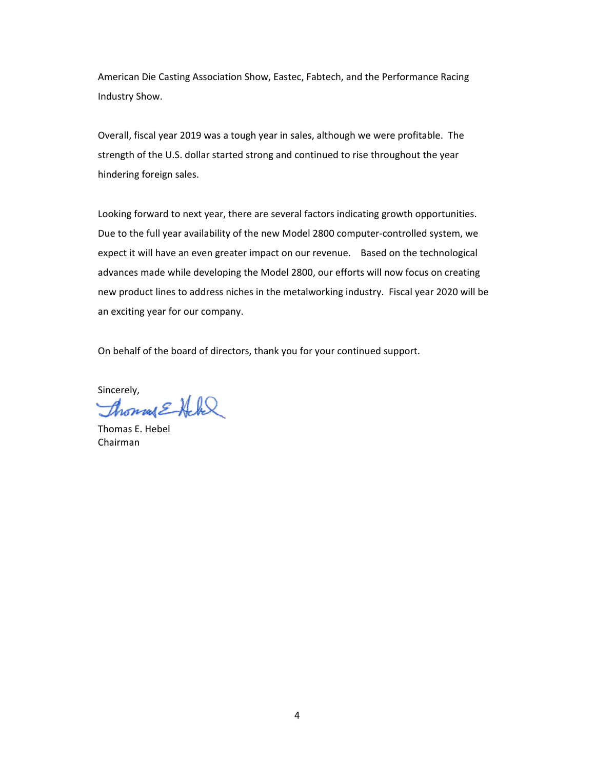American Die Casting Association Show, Eastec, Fabtech, and the Performance Racing Industry Show.

Overall, fiscal year 2019 was a tough year in sales, although we were profitable. The strength of the U.S. dollar started strong and continued to rise throughout the year hindering foreign sales.

Looking forward to next year, there are several factors indicating growth opportunities. Due to the full year availability of the new Model 2800 computer-controlled system, we expect it will have an even greater impact on our revenue. Based on the technological advances made while developing the Model 2800, our efforts will now focus on creating new product lines to address niches in the metalworking industry. Fiscal year 2020 will be an exciting year for our company.

On behalf of the board of directors, thank you for your continued support.

Sincerely,

Thomas E. Hebel
Chairman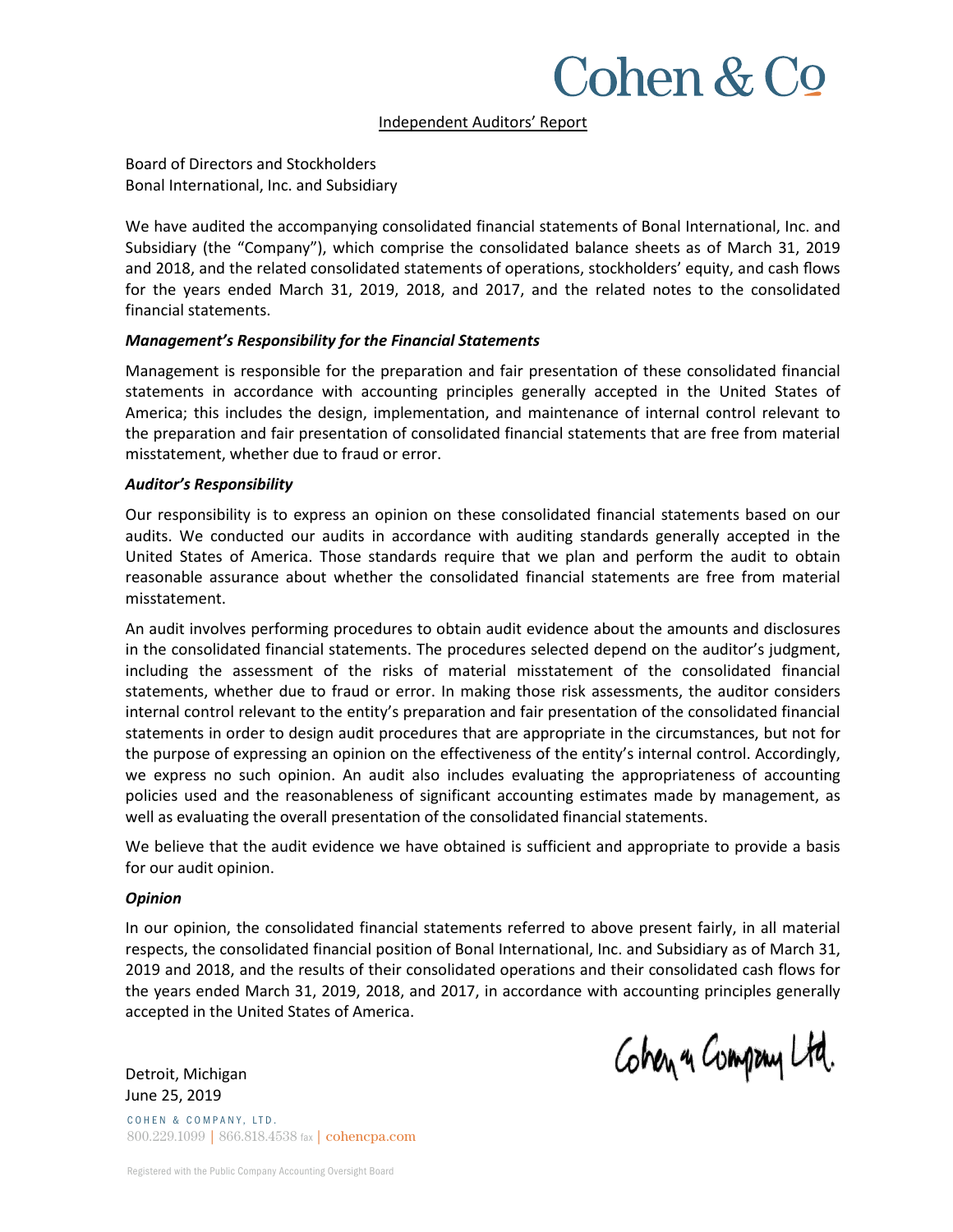# Cohen & Co

Independent Auditors' Report

Board of Directors and Stockholders
Bonal International, Inc. and Subsidiary

We have audited the accompanying consolidated financial statements of Bonal International, Inc. and Subsidiary (the "Company"), which comprise the consolidated balance sheets as of March 31, 2019 and 2018, and the related consolidated statements of operations, stockholders' equity, and cash flows for the years ended March 31, 2019, 2018, and 2017, and the related notes to the consolidated financial statements.

***Management's Responsibility for the Financial Statements***

Management is responsible for the preparation and fair presentation of these consolidated financial statements in accordance with accounting principles generally accepted in the United States of America; this includes the design, implementation, and maintenance of internal control relevant to the preparation and fair presentation of consolidated financial statements that are free from material misstatement, whether due to fraud or error.

***Auditor's Responsibility***

Our responsibility is to express an opinion on these consolidated financial statements based on our audits. We conducted our audits in accordance with auditing standards generally accepted in the United States of America. Those standards require that we plan and perform the audit to obtain reasonable assurance about whether the consolidated financial statements are free from material misstatement.

An audit involves performing procedures to obtain audit evidence about the amounts and disclosures in the consolidated financial statements. The procedures selected depend on the auditor's judgment, including the assessment of the risks of material misstatement of the consolidated financial statements, whether due to fraud or error. In making those risk assessments, the auditor considers internal control relevant to the entity's preparation and fair presentation of the consolidated financial statements in order to design audit procedures that are appropriate in the circumstances, but not for the purpose of expressing an opinion on the effectiveness of the entity's internal control. Accordingly, we express no such opinion. An audit also includes evaluating the appropriateness of accounting policies used and the reasonableness of significant accounting estimates made by management, as well as evaluating the overall presentation of the consolidated financial statements.

We believe that the audit evidence we have obtained is sufficient and appropriate to provide a basis for our audit opinion.

***Opinion***

In our opinion, the consolidated financial statements referred to above present fairly, in all material respects, the consolidated financial position of Bonal International, Inc. and Subsidiary as of March 31, 2019 and 2018, and the results of their consolidated operations and their consolidated cash flows for the years ended March 31, 2019, 2018, and 2017, in accordance with accounting principles generally accepted in the United States of America.

Cohen & Company Ltd.

Detroit, Michigan
June 25, 2019

COHEN & COMPANY, LTD.
800.229.1099 | 866.818.4538 fax | cohencpa.com

Registered with the Public Company Accounting Oversight Board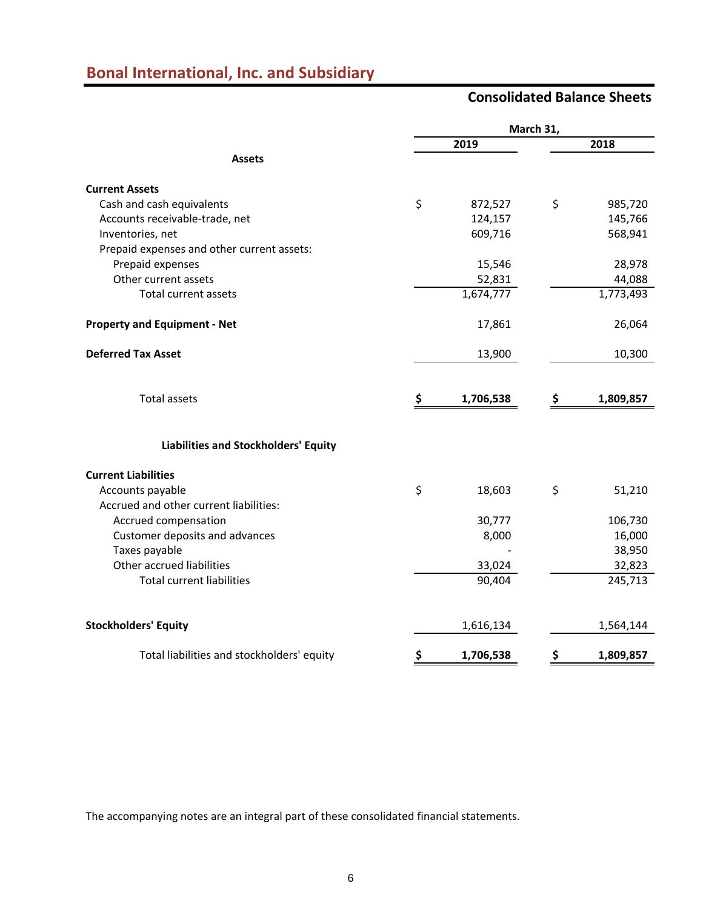# Bonal International, Inc. and Subsidiary

## Consolidated Balance Sheets

| | March 31, | |
|---|---|---|
| | 2019 | 2018 |
| **Assets** | | |
| **Current Assets** | | |
| Cash and cash equivalents | $ 872,527 | $ 985,720 |
| Accounts receivable-trade, net | 124,157 | 145,766 |
| Inventories, net | 609,716 | 568,941 |
| Prepaid expenses and other current assets: | | |
| Prepaid expenses | 15,546 | 28,978 |
| Other current assets | 52,831 | 44,088 |
| Total current assets | 1,674,777 | 1,773,493 |
| **Property and Equipment - Net** | 17,861 | 26,064 |
| **Deferred Tax Asset** | 13,900 | 10,300 |
| Total assets | **$ 1,706,538** | **$ 1,809,857** |
| **Liabilities and Stockholders' Equity** | | |
| **Current Liabilities** | | |
| Accounts payable | $ 18,603 | $ 51,210 |
| Accrued and other current liabilities: | | |
| Accrued compensation | 30,777 | 106,730 |
| Customer deposits and advances | 8,000 | 16,000 |
| Taxes payable | - | 38,950 |
| Other accrued liabilities | 33,024 | 32,823 |
| Total current liabilities | 90,404 | 245,713 |
| **Stockholders' Equity** | 1,616,134 | 1,564,144 |
| Total liabilities and stockholders' equity | **$ 1,706,538** | **$ 1,809,857** |

The accompanying notes are an integral part of these consolidated financial statements.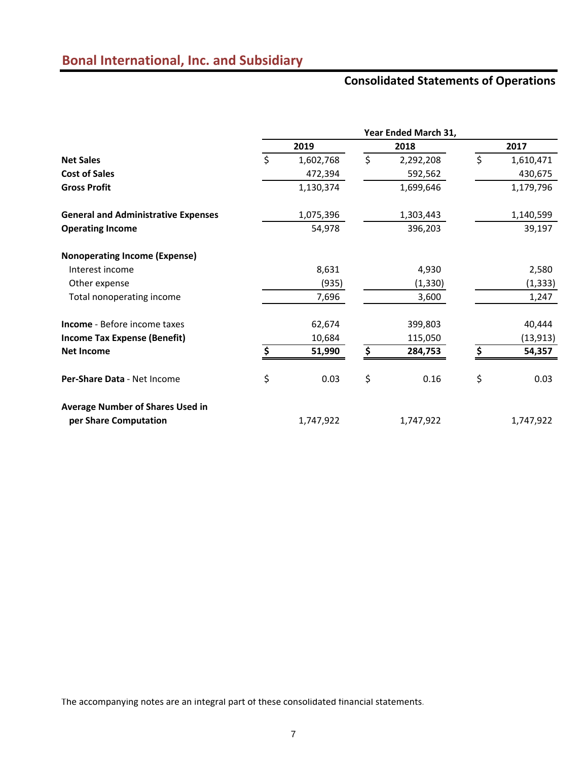# Bonal International, Inc. and Subsidiary

## Consolidated Statements of Operations

| | Year Ended March 31, | | |
|---|---|---|---|
| | 2019 | 2018 | 2017 |
| **Net Sales** | $ 1,602,768 | $ 2,292,208 | $ 1,610,471 |
| **Cost of Sales** | 472,394 | 592,562 | 430,675 |
| **Gross Profit** | 1,130,374 | 1,699,646 | 1,179,796 |
| | | | |
| **General and Administrative Expenses** | 1,075,396 | 1,303,443 | 1,140,599 |
| **Operating Income** | 54,978 | 396,203 | 39,197 |
| | | | |
| **Nonoperating Income (Expense)** | | | |
| Interest income | 8,631 | 4,930 | 2,580 |
| Other expense | (935) | (1,330) | (1,333) |
| Total nonoperating income | 7,696 | 3,600 | 1,247 |
| | | | |
| **Income** - Before income taxes | 62,674 | 399,803 | 40,444 |
| **Income Tax Expense (Benefit)** | 10,684 | 115,050 | (13,913) |
| **Net Income** | **$ 51,990** | **$ 284,753** | **$ 54,357** |
| | | | |
| **Per-Share Data** - Net Income | $ 0.03 | $ 0.16 | $ 0.03 |
| | | | |
| **Average Number of Shares Used in per Share Computation** | 1,747,922 | 1,747,922 | 1,747,922 |

The accompanying notes are an integral part of these consolidated financial statements.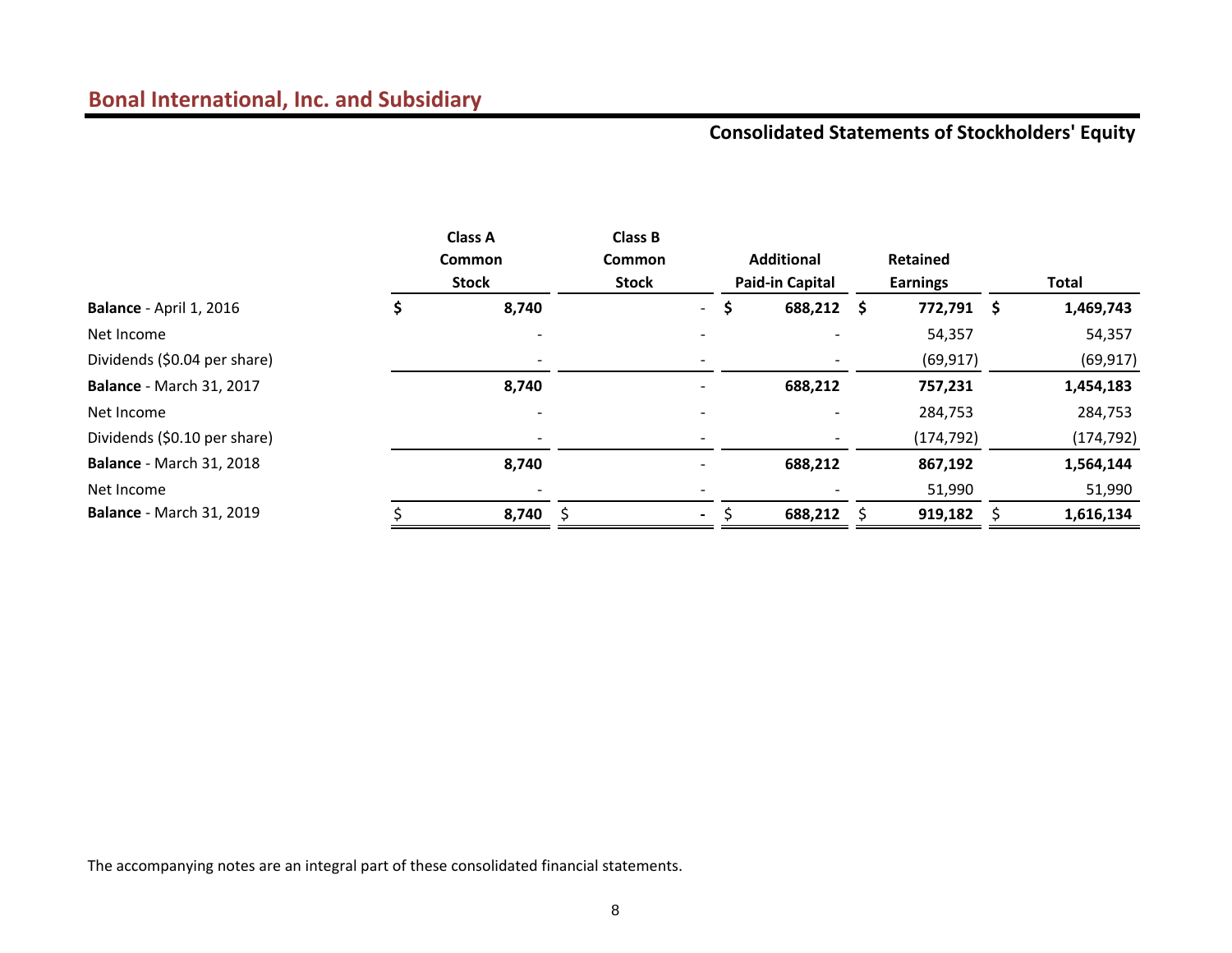## Bonal International, Inc. and Subsidiary

### Consolidated Statements of Stockholders' Equity

| | Class A Common Stock | Class B Common Stock | Additional Paid-in Capital | Retained Earnings | Total |
|---|---|---|---|---|---|
| **Balance** - April 1, 2016 | $ **8,740** | - | $ **688,212** | $ **772,791** | $ **1,469,743** |
| Net Income | - | - | - | 54,357 | 54,357 |
| Dividends ($0.04 per share) | - | - | - | (69,917) | (69,917) |
| **Balance** - March 31, 2017 | **8,740** | - | **688,212** | **757,231** | **1,454,183** |
| Net Income | - | - | - | 284,753 | 284,753 |
| Dividends ($0.10 per share) | - | - | - | (174,792) | (174,792) |
| **Balance** - March 31, 2018 | **8,740** | - | **688,212** | **867,192** | **1,564,144** |
| Net Income | - | - | - | 51,990 | 51,990 |
| **Balance** - March 31, 2019 | $ **8,740** | $ **-** | $ **688,212** | $ **919,182** | $ **1,616,134** |

The accompanying notes are an integral part of these consolidated financial statements.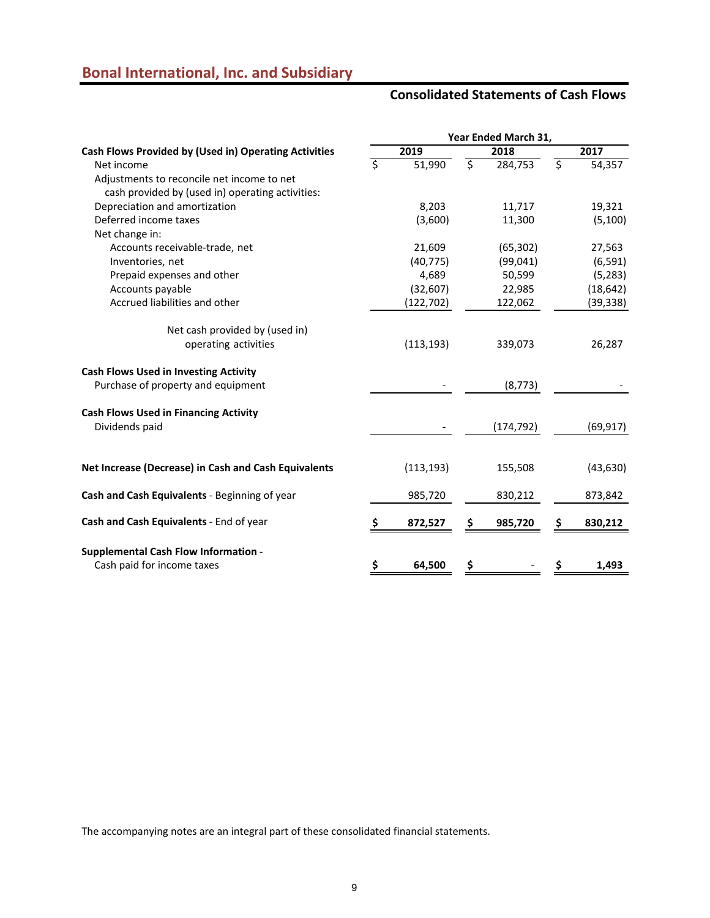## Bonal International, Inc. and Subsidiary

### Consolidated Statements of Cash Flows

| | Year Ended March 31, | | |
|---|---|---|---|
| **Cash Flows Provided by (Used in) Operating Activities** | **2019** | **2018** | **2017** |
| Net income | $ 51,990 | $ 284,753 | $ 54,357 |
| Adjustments to reconcile net income to net cash provided by (used in) operating activities: | | | |
| Depreciation and amortization | 8,203 | 11,717 | 19,321 |
| Deferred income taxes | (3,600) | 11,300 | (5,100) |
| Net change in: | | | |
| Accounts receivable-trade, net | 21,609 | (65,302) | 27,563 |
| Inventories, net | (40,775) | (99,041) | (6,591) |
| Prepaid expenses and other | 4,689 | 50,599 | (5,283) |
| Accounts payable | (32,607) | 22,985 | (18,642) |
| Accrued liabilities and other | (122,702) | 122,062 | (39,338) |
| Net cash provided by (used in) operating activities | (113,193) | 339,073 | 26,287 |
| **Cash Flows Used in Investing Activity** | | | |
| Purchase of property and equipment | - | (8,773) | - |
| **Cash Flows Used in Financing Activity** | | | |
| Dividends paid | - | (174,792) | (69,917) |
| **Net Increase (Decrease) in Cash and Cash Equivalents** | (113,193) | 155,508 | (43,630) |
| **Cash and Cash Equivalents** - Beginning of year | 985,720 | 830,212 | 873,842 |
| **Cash and Cash Equivalents** - End of year | **$ 872,527** | **$ 985,720** | **$ 830,212** |
| **Supplemental Cash Flow Information** - Cash paid for income taxes | **$ 64,500** | **$ -** | **$ 1,493** |

The accompanying notes are an integral part of these consolidated financial statements.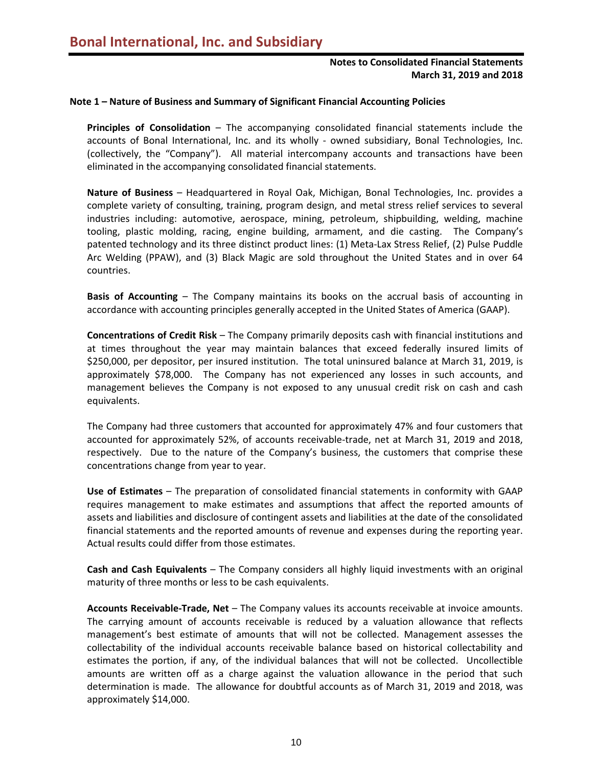# Bonal International, Inc. and Subsidiary

**Notes to Consolidated Financial Statements**
**March 31, 2019 and 2018**

## Note 1 – Nature of Business and Summary of Significant Financial Accounting Policies

**Principles of Consolidation** – The accompanying consolidated financial statements include the accounts of Bonal International, Inc. and its wholly - owned subsidiary, Bonal Technologies, Inc. (collectively, the "Company"). All material intercompany accounts and transactions have been eliminated in the accompanying consolidated financial statements.

**Nature of Business** – Headquartered in Royal Oak, Michigan, Bonal Technologies, Inc. provides a complete variety of consulting, training, program design, and metal stress relief services to several industries including: automotive, aerospace, mining, petroleum, shipbuilding, welding, machine tooling, plastic molding, racing, engine building, armament, and die casting. The Company's patented technology and its three distinct product lines: (1) Meta-Lax Stress Relief, (2) Pulse Puddle Arc Welding (PPAW), and (3) Black Magic are sold throughout the United States and in over 64 countries.

**Basis of Accounting** – The Company maintains its books on the accrual basis of accounting in accordance with accounting principles generally accepted in the United States of America (GAAP).

**Concentrations of Credit Risk** – The Company primarily deposits cash with financial institutions and at times throughout the year may maintain balances that exceed federally insured limits of $250,000, per depositor, per insured institution. The total uninsured balance at March 31, 2019, is approximately $78,000. The Company has not experienced any losses in such accounts, and management believes the Company is not exposed to any unusual credit risk on cash and cash equivalents.

The Company had three customers that accounted for approximately 47% and four customers that accounted for approximately 52%, of accounts receivable-trade, net at March 31, 2019 and 2018, respectively. Due to the nature of the Company's business, the customers that comprise these concentrations change from year to year.

**Use of Estimates** – The preparation of consolidated financial statements in conformity with GAAP requires management to make estimates and assumptions that affect the reported amounts of assets and liabilities and disclosure of contingent assets and liabilities at the date of the consolidated financial statements and the reported amounts of revenue and expenses during the reporting year. Actual results could differ from those estimates.

**Cash and Cash Equivalents** – The Company considers all highly liquid investments with an original maturity of three months or less to be cash equivalents.

**Accounts Receivable-Trade, Net** – The Company values its accounts receivable at invoice amounts. The carrying amount of accounts receivable is reduced by a valuation allowance that reflects management's best estimate of amounts that will not be collected. Management assesses the collectability of the individual accounts receivable balance based on historical collectability and estimates the portion, if any, of the individual balances that will not be collected. Uncollectible amounts are written off as a charge against the valuation allowance in the period that such determination is made. The allowance for doubtful accounts as of March 31, 2019 and 2018, was approximately $14,000.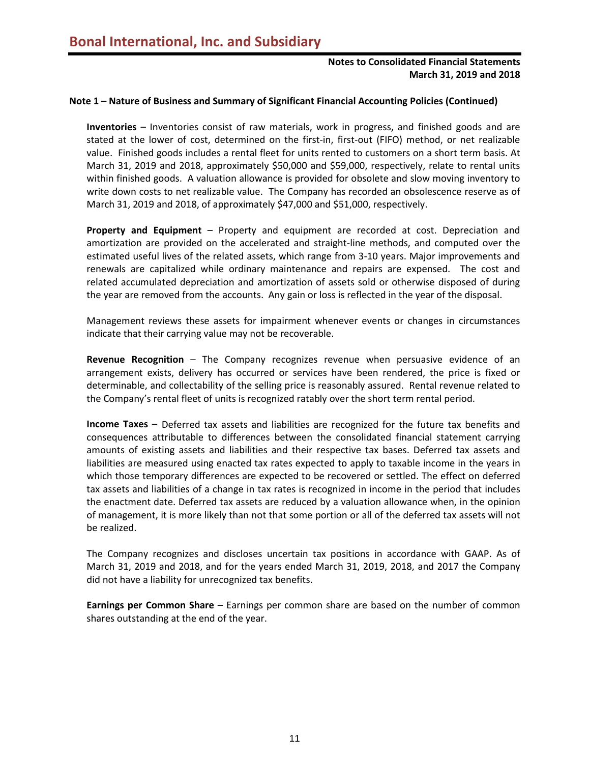## Note 1 – Nature of Business and Summary of Significant Financial Accounting Policies (Continued)

**Inventories** – Inventories consist of raw materials, work in progress, and finished goods and are stated at the lower of cost, determined on the first-in, first-out (FIFO) method, or net realizable value. Finished goods includes a rental fleet for units rented to customers on a short term basis. At March 31, 2019 and 2018, approximately $50,000 and $59,000, respectively, relate to rental units within finished goods. A valuation allowance is provided for obsolete and slow moving inventory to write down costs to net realizable value. The Company has recorded an obsolescence reserve as of March 31, 2019 and 2018, of approximately $47,000 and $51,000, respectively.

**Property and Equipment** – Property and equipment are recorded at cost. Depreciation and amortization are provided on the accelerated and straight-line methods, and computed over the estimated useful lives of the related assets, which range from 3-10 years. Major improvements and renewals are capitalized while ordinary maintenance and repairs are expensed. The cost and related accumulated depreciation and amortization of assets sold or otherwise disposed of during the year are removed from the accounts. Any gain or loss is reflected in the year of the disposal.

Management reviews these assets for impairment whenever events or changes in circumstances indicate that their carrying value may not be recoverable.

**Revenue Recognition** – The Company recognizes revenue when persuasive evidence of an arrangement exists, delivery has occurred or services have been rendered, the price is fixed or determinable, and collectability of the selling price is reasonably assured. Rental revenue related to the Company's rental fleet of units is recognized ratably over the short term rental period.

**Income Taxes** – Deferred tax assets and liabilities are recognized for the future tax benefits and consequences attributable to differences between the consolidated financial statement carrying amounts of existing assets and liabilities and their respective tax bases. Deferred tax assets and liabilities are measured using enacted tax rates expected to apply to taxable income in the years in which those temporary differences are expected to be recovered or settled. The effect on deferred tax assets and liabilities of a change in tax rates is recognized in income in the period that includes the enactment date. Deferred tax assets are reduced by a valuation allowance when, in the opinion of management, it is more likely than not that some portion or all of the deferred tax assets will not be realized.

The Company recognizes and discloses uncertain tax positions in accordance with GAAP. As of March 31, 2019 and 2018, and for the years ended March 31, 2019, 2018, and 2017 the Company did not have a liability for unrecognized tax benefits.

**Earnings per Common Share** – Earnings per common share are based on the number of common shares outstanding at the end of the year.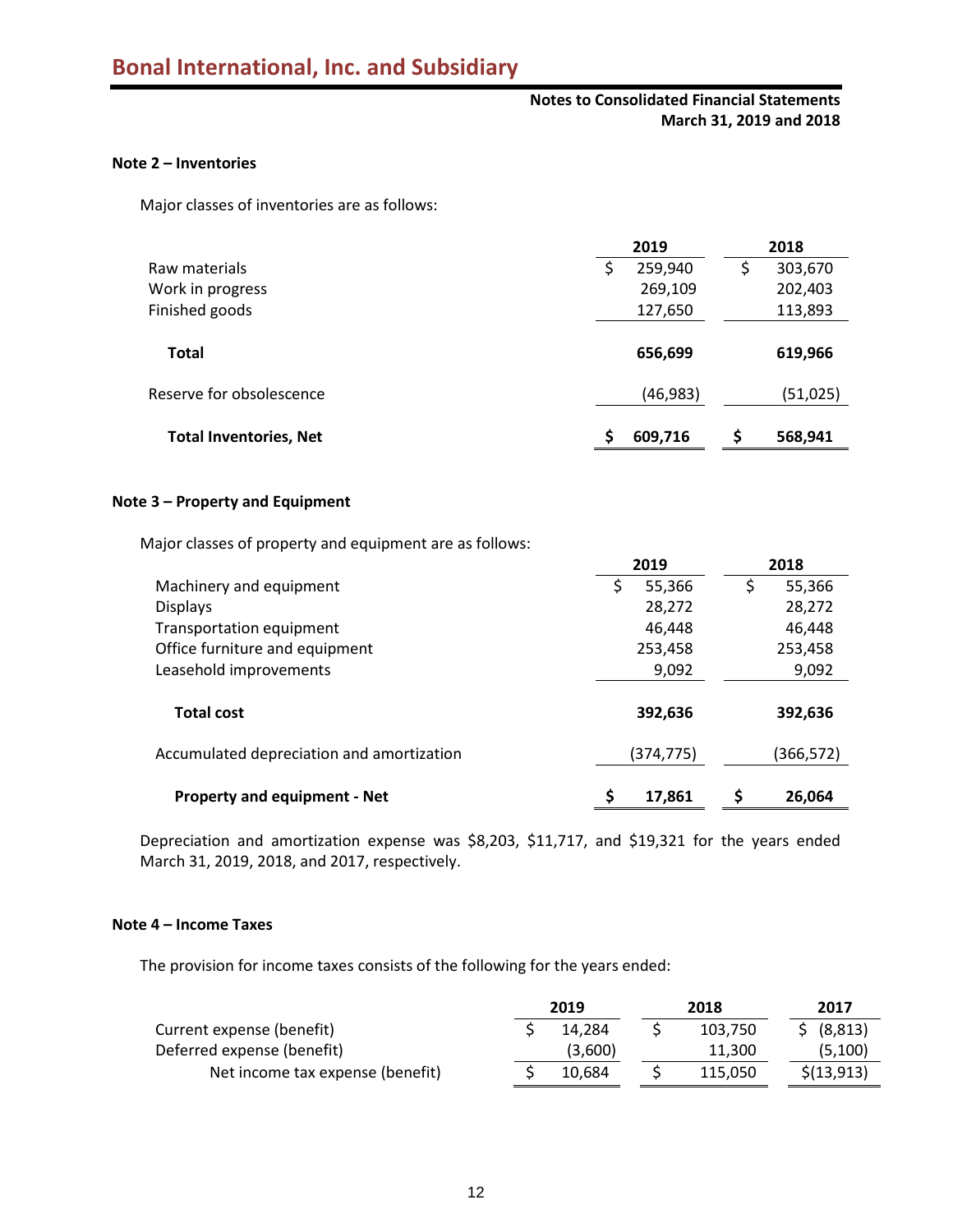# Bonal International, Inc. and Subsidiary

**Notes to Consolidated Financial Statements**
**March 31, 2019 and 2018**

### Note 2 – Inventories

Major classes of inventories are as follows:

| | 2019 | 2018 |
|---|---|---|
| Raw materials | $ 259,940 | $ 303,670 |
| Work in progress | 269,109 | 202,403 |
| Finished goods | 127,650 | 113,893 |
| **Total** | **656,699** | **619,966** |
| Reserve for obsolescence | (46,983) | (51,025) |
| **Total Inventories, Net** | **$ 609,716** | **$ 568,941** |

### Note 3 – Property and Equipment

Major classes of property and equipment are as follows:

| | 2019 | 2018 |
|---|---|---|
| Machinery and equipment | $ 55,366 | $ 55,366 |
| Displays | 28,272 | 28,272 |
| Transportation equipment | 46,448 | 46,448 |
| Office furniture and equipment | 253,458 | 253,458 |
| Leasehold improvements | 9,092 | 9,092 |
| **Total cost** | **392,636** | **392,636** |
| Accumulated depreciation and amortization | (374,775) | (366,572) |
| **Property and equipment - Net** | **$ 17,861** | **$ 26,064** |

Depreciation and amortization expense was $8,203, $11,717, and $19,321 for the years ended March 31, 2019, 2018, and 2017, respectively.

### Note 4 – Income Taxes

The provision for income taxes consists of the following for the years ended:

| | 2019 | 2018 | 2017 |
|---|---|---|---|
| Current expense (benefit) | $ 14,284 | $ 103,750 | $ (8,813) |
| Deferred expense (benefit) | (3,600) | 11,300 | (5,100) |
| Net income tax expense (benefit) | $ 10,684 | $ 115,050 | $(13,913) |